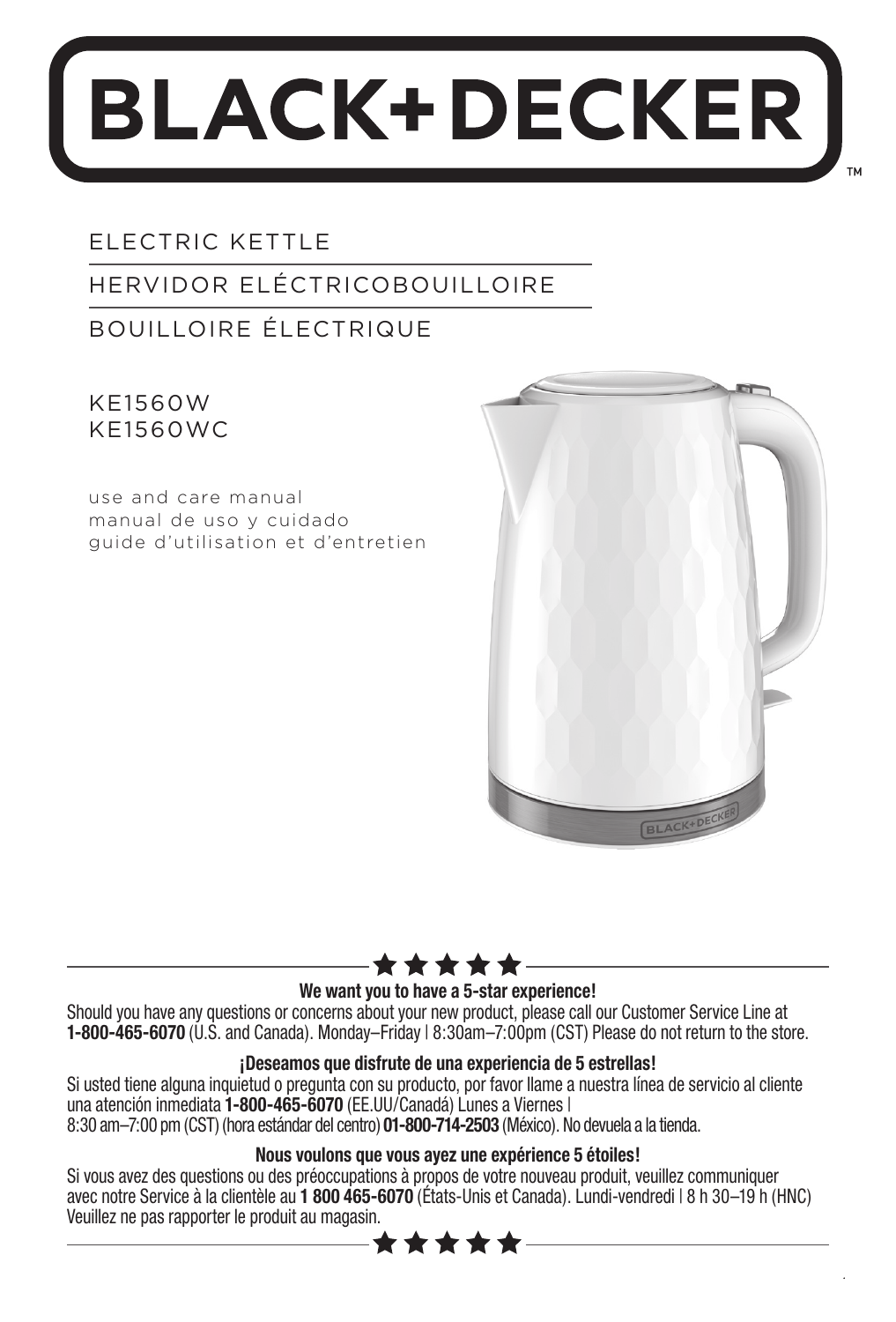# BLACK+DECKER™

ELECTRIC KETTLE

HERVIDOR ELÉCTRICOBOUILLOIRE

BOUILLOIRE ÉLECTRIQUE

KE1560W
KE1560WC

use and care manual
manual de uso y cuidado
guide d'utilisation et d'entretien

★★★★★

**We want you to have a 5-star experience!**

Should you have any questions or concerns about your new product, please call our Customer Service Line at **1-800-465-6070** (U.S. and Canada). Monday–Friday | 8:30am–7:00pm (CST) Please do not return to the store.

**¡Deseamos que disfrute de una experiencia de 5 estrellas!**

Si usted tiene alguna inquietud o pregunta con su producto, por favor llame a nuestra línea de servicio al cliente una atención inmediata **1-800-465-6070** (EE.UU/Canadá) Lunes a Viernes | 8:30 am–7:00 pm (CST) (hora estándar del centro) **01-800-714-2503** (México). No devuela a la tienda.

**Nous voulons que vous ayez une expérience 5 étoiles!**

Si vous avez des questions ou des préoccupations à propos de votre nouveau produit, veuillez communiquer avec notre Service à la clientèle au **1 800 465-6070** (États-Unis et Canada). Lundi-vendredi | 8 h 30–19 h (HNC) Veuillez ne pas rapporter le produit au magasin.

★★★★★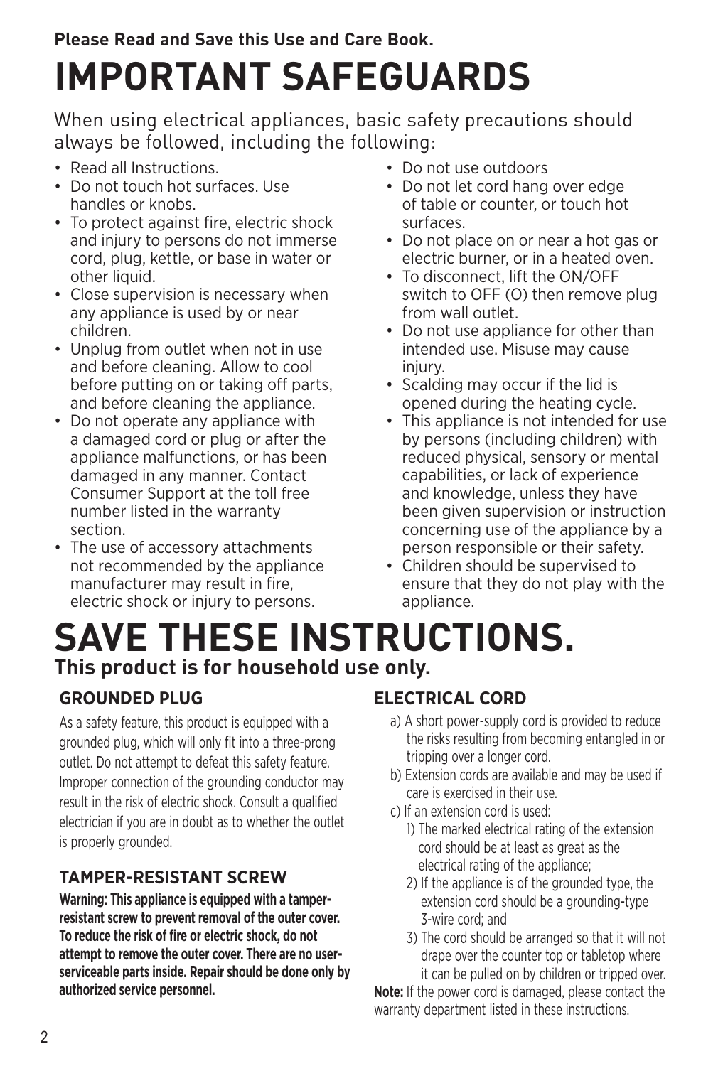**Please Read and Save this Use and Care Book.**

# IMPORTANT SAFEGUARDS

When using electrical appliances, basic safety precautions should always be followed, including the following:

- Read all Instructions.
- Do not touch hot surfaces. Use handles or knobs.
- To protect against fire, electric shock and injury to persons do not immerse cord, plug, kettle, or base in water or other liquid.
- Close supervision is necessary when any appliance is used by or near children.
- Unplug from outlet when not in use and before cleaning. Allow to cool before putting on or taking off parts, and before cleaning the appliance.
- Do not operate any appliance with a damaged cord or plug or after the appliance malfunctions, or has been damaged in any manner. Contact Consumer Support at the toll free number listed in the warranty section.
- The use of accessory attachments not recommended by the appliance manufacturer may result in fire, electric shock or injury to persons.
- Do not use outdoors
- Do not let cord hang over edge of table or counter, or touch hot surfaces.
- Do not place on or near a hot gas or electric burner, or in a heated oven.
- To disconnect, lift the ON/OFF switch to OFF (O) then remove plug from wall outlet.
- Do not use appliance for other than intended use. Misuse may cause injury.
- Scalding may occur if the lid is opened during the heating cycle.
- This appliance is not intended for use by persons (including children) with reduced physical, sensory or mental capabilities, or lack of experience and knowledge, unless they have been given supervision or instruction concerning use of the appliance by a person responsible or their safety.
- Children should be supervised to ensure that they do not play with the appliance.

# SAVE THESE INSTRUCTIONS.

**This product is for household use only.**

## GROUNDED PLUG

As a safety feature, this product is equipped with a grounded plug, which will only fit into a three-prong outlet. Do not attempt to defeat this safety feature. Improper connection of the grounding conductor may result in the risk of electric shock. Consult a qualified electrician if you are in doubt as to whether the outlet is properly grounded.

## TAMPER-RESISTANT SCREW

**Warning: This appliance is equipped with a tamper-resistant screw to prevent removal of the outer cover. To reduce the risk of fire or electric shock, do not attempt to remove the outer cover. There are no user-serviceable parts inside. Repair should be done only by authorized service personnel.**

## ELECTRICAL CORD

a) A short power-supply cord is provided to reduce the risks resulting from becoming entangled in or tripping over a longer cord.

b) Extension cords are available and may be used if care is exercised in their use.

c) If an extension cord is used:

1) The marked electrical rating of the extension cord should be at least as great as the electrical rating of the appliance;
2) If the appliance is of the grounded type, the extension cord should be a grounding-type 3-wire cord; and
3) The cord should be arranged so that it will not drape over the counter top or tabletop where it can be pulled on by children or tripped over.

**Note:** If the power cord is damaged, please contact the warranty department listed in these instructions.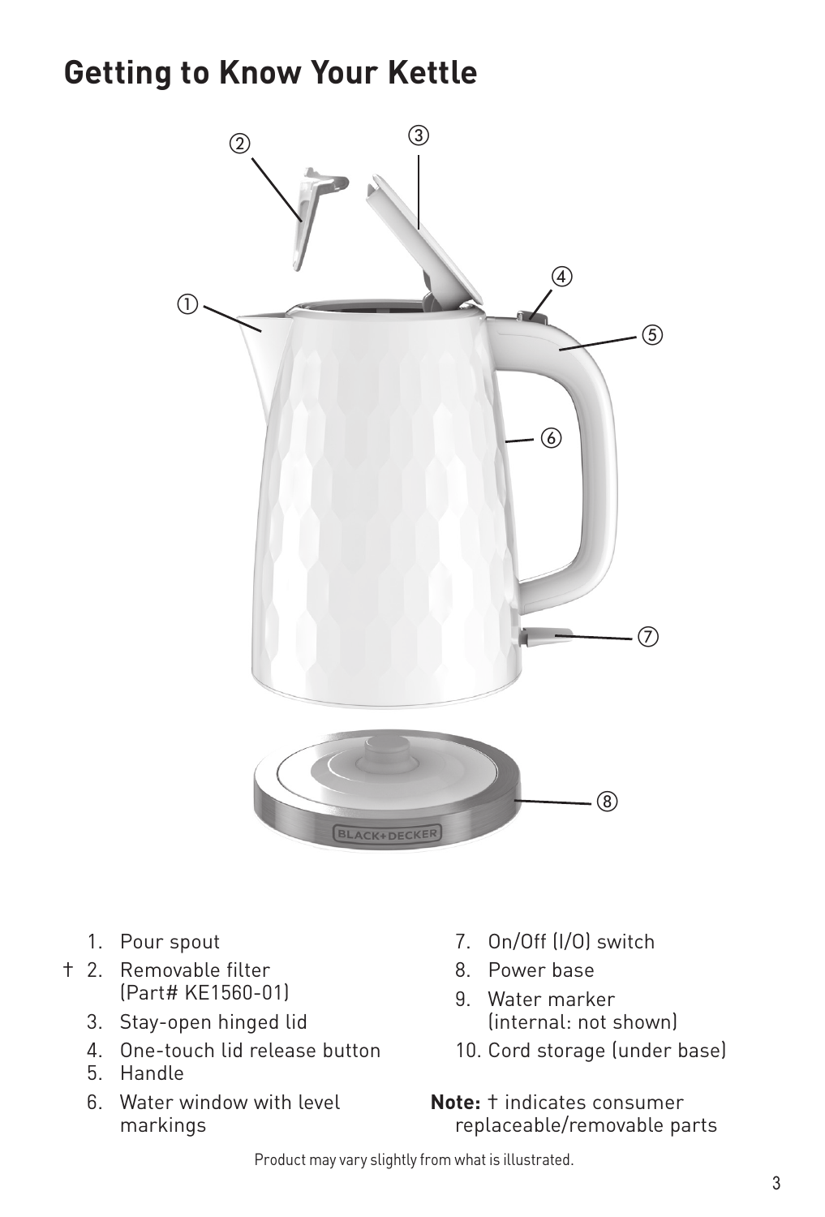# Getting to Know Your Kettle

1. Pour spout
† 2. Removable filter (Part# KE1560-01)
3. Stay-open hinged lid
4. One-touch lid release button
5. Handle
6. Water window with level markings
7. On/Off (I/O) switch
8. Power base
9. Water marker (internal: not shown)
10. Cord storage (under base)

**Note:** † indicates consumer replaceable/removable parts

Product may vary slightly from what is illustrated.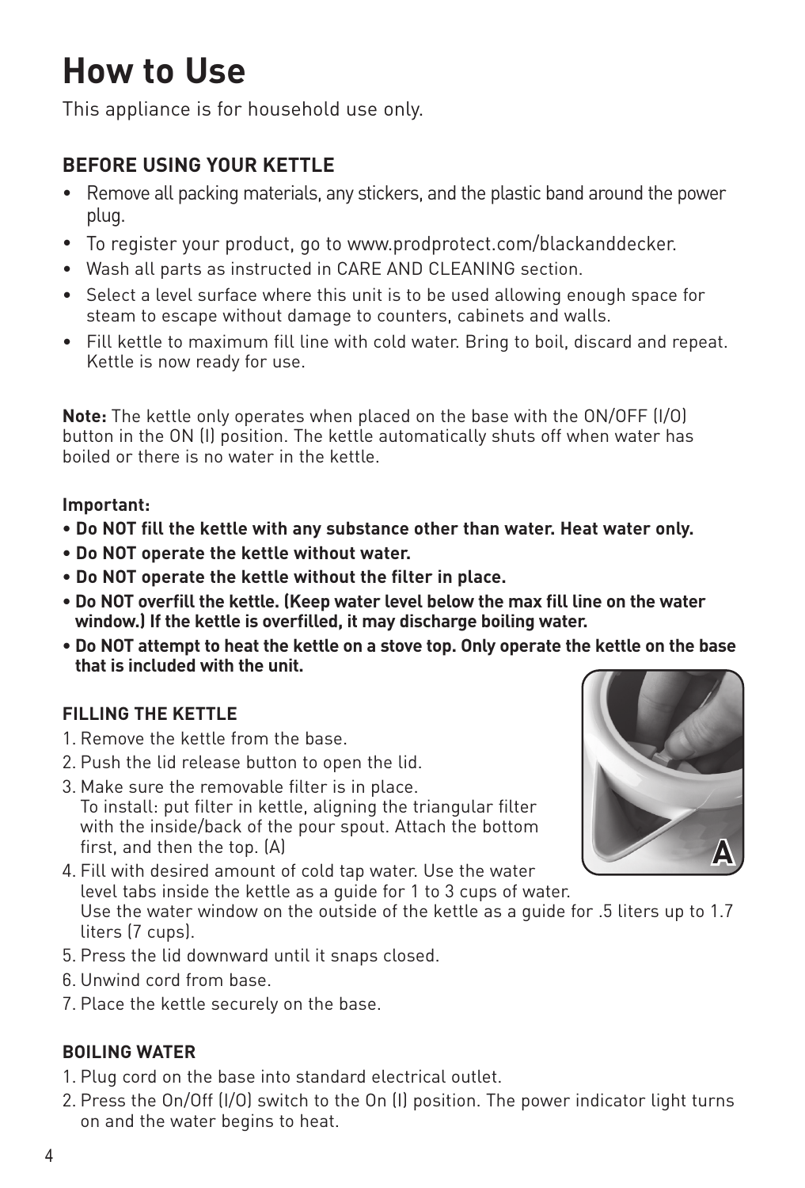# How to Use

This appliance is for household use only.

### BEFORE USING YOUR KETTLE

- Remove all packing materials, any stickers, and the plastic band around the power plug.
- To register your product, go to www.prodprotect.com/blackanddecker.
- Wash all parts as instructed in CARE AND CLEANING section.
- Select a level surface where this unit is to be used allowing enough space for steam to escape without damage to counters, cabinets and walls.
- Fill kettle to maximum fill line with cold water. Bring to boil, discard and repeat. Kettle is now ready for use.

**Note:** The kettle only operates when placed on the base with the ON/OFF (I/O) button in the ON (I) position. The kettle automatically shuts off when water has boiled or there is no water in the kettle.

**Important:**

- **Do NOT fill the kettle with any substance other than water. Heat water only.**
- **Do NOT operate the kettle without water.**
- **Do NOT operate the kettle without the filter in place.**
- **Do NOT overfill the kettle. (Keep water level below the max fill line on the water window.) If the kettle is overfilled, it may discharge boiling water.**
- **Do NOT attempt to heat the kettle on a stove top. Only operate the kettle on the base that is included with the unit.**

### FILLING THE KETTLE

1. Remove the kettle from the base.
2. Push the lid release button to open the lid.
3. Make sure the removable filter is in place.
   To install: put filter in kettle, aligning the triangular filter with the inside/back of the pour spout. Attach the bottom first, and then the top. (A)
4. Fill with desired amount of cold tap water. Use the water level tabs inside the kettle as a guide for 1 to 3 cups of water.
   Use the water window on the outside of the kettle as a guide for .5 liters up to 1.7 liters (7 cups).
5. Press the lid downward until it snaps closed.
6. Unwind cord from base.
7. Place the kettle securely on the base.

A

### BOILING WATER

1. Plug cord on the base into standard electrical outlet.
2. Press the On/Off (I/O) switch to the On (I) position. The power indicator light turns on and the water begins to heat.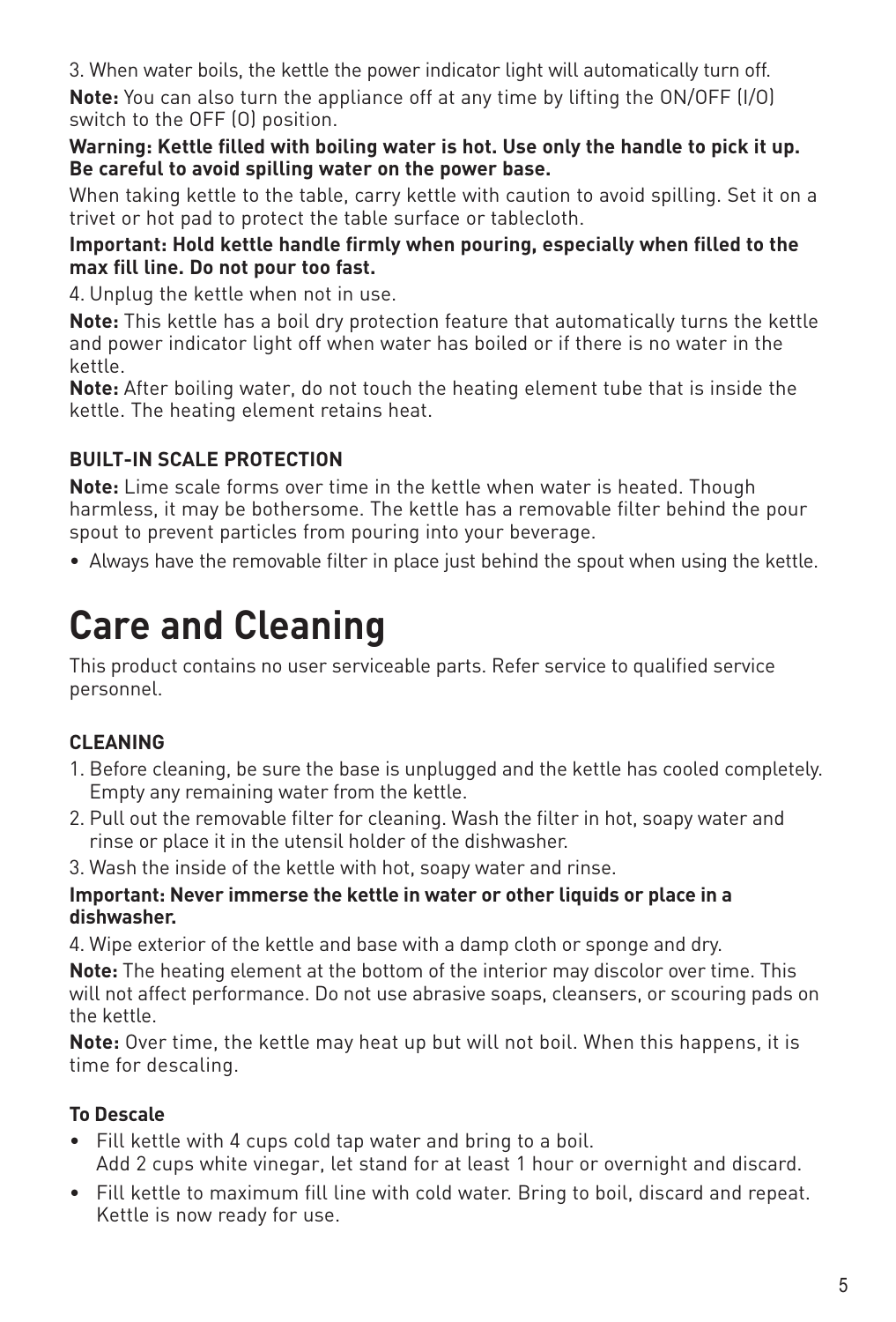3. When water boils, the kettle the power indicator light will automatically turn off.

**Note:** You can also turn the appliance off at any time by lifting the ON/OFF (I/O) switch to the OFF (O) position.

**Warning: Kettle filled with boiling water is hot. Use only the handle to pick it up. Be careful to avoid spilling water on the power base.**

When taking kettle to the table, carry kettle with caution to avoid spilling. Set it on a trivet or hot pad to protect the table surface or tablecloth.

**Important: Hold kettle handle firmly when pouring, especially when filled to the max fill line. Do not pour too fast.**

4. Unplug the kettle when not in use.

**Note:** This kettle has a boil dry protection feature that automatically turns the kettle and power indicator light off when water has boiled or if there is no water in the kettle.

**Note:** After boiling water, do not touch the heating element tube that is inside the kettle. The heating element retains heat.

### BUILT-IN SCALE PROTECTION

**Note:** Lime scale forms over time in the kettle when water is heated. Though harmless, it may be bothersome. The kettle has a removable filter behind the pour spout to prevent particles from pouring into your beverage.

- Always have the removable filter in place just behind the spout when using the kettle.

# Care and Cleaning

This product contains no user serviceable parts. Refer service to qualified service personnel.

### CLEANING

1. Before cleaning, be sure the base is unplugged and the kettle has cooled completely. Empty any remaining water from the kettle.
2. Pull out the removable filter for cleaning. Wash the filter in hot, soapy water and rinse or place it in the utensil holder of the dishwasher.
3. Wash the inside of the kettle with hot, soapy water and rinse.

**Important: Never immerse the kettle in water or other liquids or place in a dishwasher.**

4. Wipe exterior of the kettle and base with a damp cloth or sponge and dry.

**Note:** The heating element at the bottom of the interior may discolor over time. This will not affect performance. Do not use abrasive soaps, cleansers, or scouring pads on the kettle.

**Note:** Over time, the kettle may heat up but will not boil. When this happens, it is time for descaling.

### To Descale

- Fill kettle with 4 cups cold tap water and bring to a boil.
  Add 2 cups white vinegar, let stand for at least 1 hour or overnight and discard.
- Fill kettle to maximum fill line with cold water. Bring to boil, discard and repeat. Kettle is now ready for use.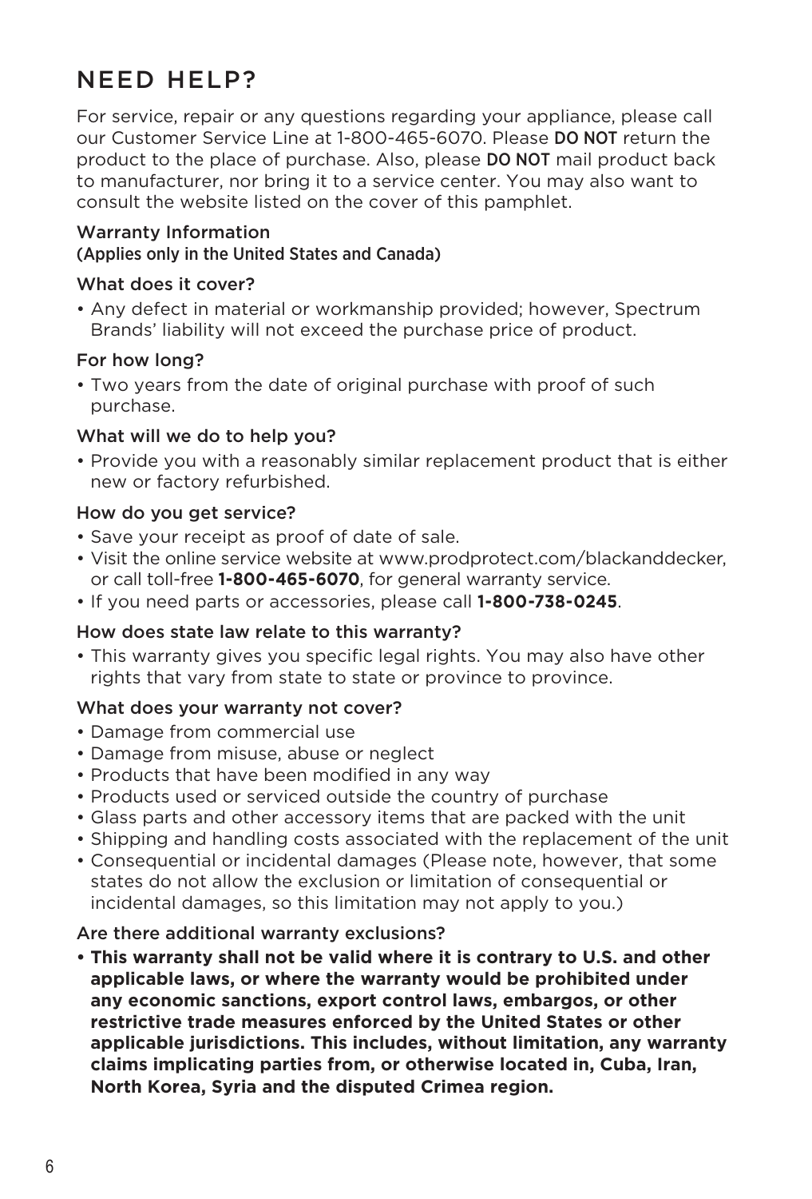# NEED HELP?

For service, repair or any questions regarding your appliance, please call our Customer Service Line at 1-800-465-6070. Please **DO NOT** return the product to the place of purchase. Also, please **DO NOT** mail product back to manufacturer, nor bring it to a service center. You may also want to consult the website listed on the cover of this pamphlet.

## Warranty Information
(Applies only in the United States and Canada)

### What does it cover?

- Any defect in material or workmanship provided; however, Spectrum Brands' liability will not exceed the purchase price of product.

### For how long?

- Two years from the date of original purchase with proof of such purchase.

### What will we do to help you?

- Provide you with a reasonably similar replacement product that is either new or factory refurbished.

### How do you get service?

- Save your receipt as proof of date of sale.
- Visit the online service website at www.prodprotect.com/blackanddecker, or call toll-free **1-800-465-6070**, for general warranty service.
- If you need parts or accessories, please call **1-800-738-0245**.

### How does state law relate to this warranty?

- This warranty gives you specific legal rights. You may also have other rights that vary from state to state or province to province.

### What does your warranty not cover?

- Damage from commercial use
- Damage from misuse, abuse or neglect
- Products that have been modified in any way
- Products used or serviced outside the country of purchase
- Glass parts and other accessory items that are packed with the unit
- Shipping and handling costs associated with the replacement of the unit
- Consequential or incidental damages (Please note, however, that some states do not allow the exclusion or limitation of consequential or incidental damages, so this limitation may not apply to you.)

### Are there additional warranty exclusions?

- **This warranty shall not be valid where it is contrary to U.S. and other applicable laws, or where the warranty would be prohibited under any economic sanctions, export control laws, embargos, or other restrictive trade measures enforced by the United States or other applicable jurisdictions. This includes, without limitation, any warranty claims implicating parties from, or otherwise located in, Cuba, Iran, North Korea, Syria and the disputed Crimea region.**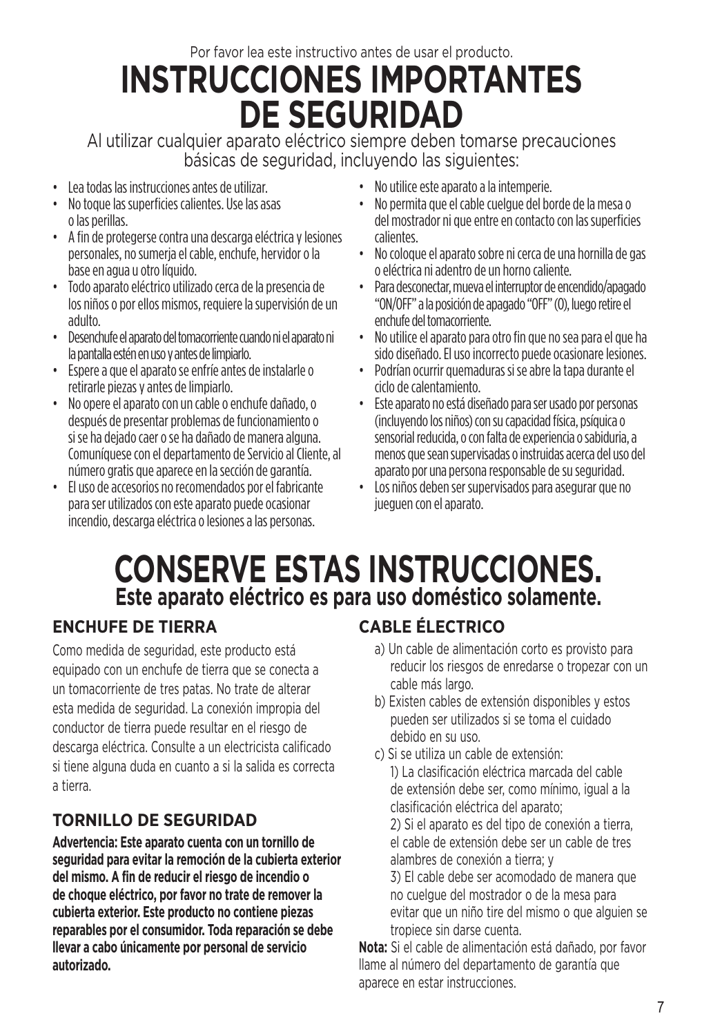Por favor lea este instructivo antes de usar el producto.

# INSTRUCCIONES IMPORTANTES DE SEGURIDAD

Al utilizar cualquier aparato eléctrico siempre deben tomarse precauciones básicas de seguridad, incluyendo las siguientes:

- Lea todas las instrucciones antes de utilizar.
- No toque las superficies calientes. Use las asas o las perillas.
- A fin de protegerse contra una descarga eléctrica y lesiones personales, no sumerja el cable, enchufe, hervidor o la base en agua u otro líquido.
- Todo aparato eléctrico utilizado cerca de la presencia de los niños o por ellos mismos, requiere la supervisión de un adulto.
- Desenchufe el aparato del tomacorriente cuando ni el aparato ni la pantalla estén en uso y antes de limpiarlo.
- Espere a que el aparato se enfríe antes de instalarle o retirarle piezas y antes de limpiarlo.
- No opere el aparato con un cable o enchufe dañado, o después de presentar problemas de funcionamiento o si se ha dejado caer o se ha dañado de manera alguna. Comuníquese con el departamento de Servicio al Cliente, al número gratis que aparece en la sección de garantía.
- El uso de accesorios no recomendados por el fabricante para ser utilizados con este aparato puede ocasionar incendio, descarga eléctrica o lesiones a las personas.
- No utilice este aparato a la intemperie.
- No permita que el cable cuelgue del borde de la mesa o del mostrador ni que entre en contacto con las superficies calientes.
- No coloque el aparato sobre ni cerca de una hornilla de gas o eléctrica ni adentro de un horno caliente.
- Para desconectar, mueva el interruptor de encendido/apagado "ON/OFF" a la posición de apagado "OFF" (O), luego retire el enchufe del tomacorriente.
- No utilice el aparato para otro fin que no sea para el que ha sido diseñado. El uso incorrecto puede ocasionarle lesiones.
- Podrían ocurrir quemaduras si se abre la tapa durante el ciclo de calentamiento.
- Este aparato no está diseñado para ser usado por personas (incluyendo los niños) con su capacidad física, psíquica o sensorial reducida, o con falta de experiencia o sabiduria, a menos que sean supervisadas o instruidas acerca del uso del aparato por una persona responsable de su seguridad.
- Los niños deben ser supervisados para asegurar que no jueguen con el aparato.

# CONSERVE ESTAS INSTRUCCIONES.

**Este aparato eléctrico es para uso doméstico solamente.**

### ENCHUFE DE TIERRA

Como medida de seguridad, este producto está equipado con un enchufe de tierra que se conecta a un tomacorriente de tres patas. No trate de alterar esta medida de seguridad. La conexión impropia del conductor de tierra puede resultar en el riesgo de descarga eléctrica. Consulte a un electricista calificado si tiene alguna duda en cuanto a si la salida es correcta a tierra.

### TORNILLO DE SEGURIDAD

**Advertencia: Este aparato cuenta con un tornillo de seguridad para evitar la remoción de la cubierta exterior del mismo. A fin de reducir el riesgo de incendio o de choque eléctrico, por favor no trate de remover la cubierta exterior. Este producto no contiene piezas reparables por el consumidor. Toda reparación se debe llevar a cabo únicamente por personal de servicio autorizado.**

### CABLE ÉLECTRICO

a) Un cable de alimentación corto es provisto para reducir los riesgos de enredarse o tropezar con un cable más largo.

b) Existen cables de extensión disponibles y estos pueden ser utilizados si se toma el cuidado debido en su uso.

c) Si se utiliza un cable de extensión:

1) La clasificación eléctrica marcada del cable de extensión debe ser, como mínimo, igual a la clasificación eléctrica del aparato;

2) Si el aparato es del tipo de conexión a tierra, el cable de extensión debe ser un cable de tres alambres de conexión a tierra; y

3) El cable debe ser acomodado de manera que no cuelgue del mostrador o de la mesa para evitar que un niño tire del mismo o que alguien se tropiece sin darse cuenta.

**Nota:** Si el cable de alimentación está dañado, por favor llame al número del departamento de garantía que aparece en estar instrucciones.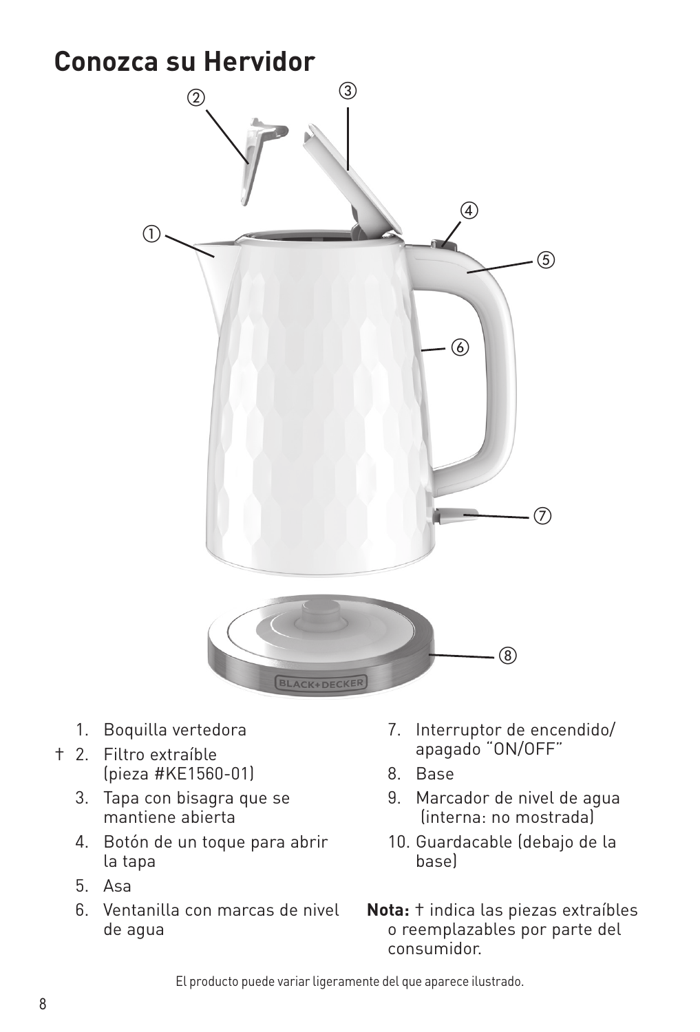# Conozca su Hervidor

1. Boquilla vertedora
2. † Filtro extraíble (pieza #KE1560-01)
3. Tapa con bisagra que se mantiene abierta
4. Botón de un toque para abrir la tapa
5. Asa
6. Ventanilla con marcas de nivel de agua
7. Interruptor de encendido/apagado "ON/OFF"
8. Base
9. Marcador de nivel de agua (interna: no mostrada)
10. Guardacable (debajo de la base)

**Nota:** † indica las piezas extraíbles o reemplazables por parte del consumidor.

El producto puede variar ligeramente del que aparece ilustrado.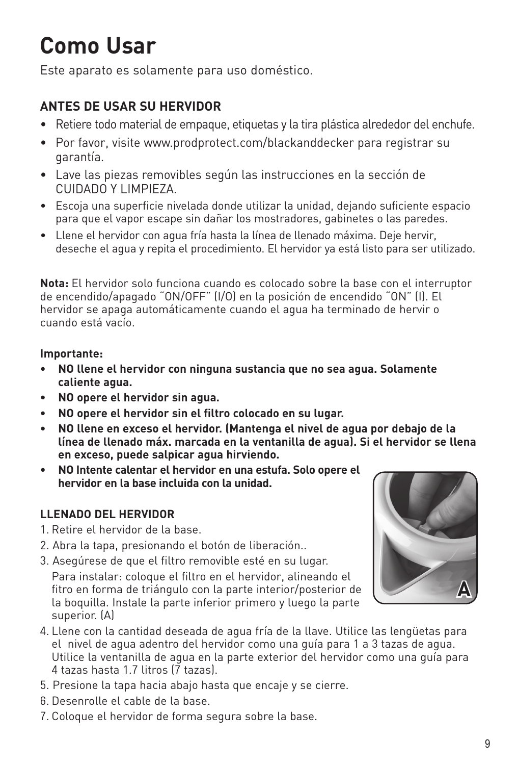# Como Usar

Este aparato es solamente para uso doméstico.

### ANTES DE USAR SU HERVIDOR

- Retiere todo material de empaque, etiquetas y la tira plástica alrededor del enchufe.
- Por favor, visite www.prodprotect.com/blackanddecker para registrar su garantía.
- Lave las piezas removibles según las instrucciones en la sección de CUIDADO Y LIMPIEZA.
- Escoja una superficie nivelada donde utilizar la unidad, dejando suficiente espacio para que el vapor escape sin dañar los mostradores, gabinetes o las paredes.
- Llene el hervidor con agua fría hasta la línea de llenado máxima. Deje hervir, deseche el agua y repita el procedimiento. El hervidor ya está listo para ser utilizado.

**Nota:** El hervidor solo funciona cuando es colocado sobre la base con el interruptor de encendido/apagado "ON/OFF" (I/O) en la posición de encendido "ON" (I). El hervidor se apaga automáticamente cuando el agua ha terminado de hervir o cuando está vacío.

**Importante:**

- **NO llene el hervidor con ninguna sustancia que no sea agua. Solamente caliente agua.**
- **NO opere el hervidor sin agua.**
- **NO opere el hervidor sin el filtro colocado en su lugar.**
- **NO llene en exceso el hervidor. (Mantenga el nivel de agua por debajo de la línea de llenado máx. marcada en la ventanilla de agua). Si el hervidor se llena en exceso, puede salpicar agua hirviendo.**
- **NO Intente calentar el hervidor en una estufa. Solo opere el hervidor en la base incluida con la unidad.**

### LLENADO DEL HERVIDOR

1. Retire el hervidor de la base.
2. Abra la tapa, presionando el botón de liberación..
3. Asegúrese de que el filtro removible esté en su lugar. Para instalar: coloque el filtro en el hervidor, alineando el fitro en forma de triángulo con la parte interior/posterior de la boquilla. Instale la parte inferior primero y luego la parte superior. (A)

A

4. Llene con la cantidad deseada de agua fría de la llave. Utilice las lengüetas para el nivel de agua adentro del hervidor como una guía para 1 a 3 tazas de agua. Utilice la ventanilla de agua en la parte exterior del hervidor como una guía para 4 tazas hasta 1.7 litros (7 tazas).
5. Presione la tapa hacia abajo hasta que encaje y se cierre.
6. Desenrolle el cable de la base.
7. Coloque el hervidor de forma segura sobre la base.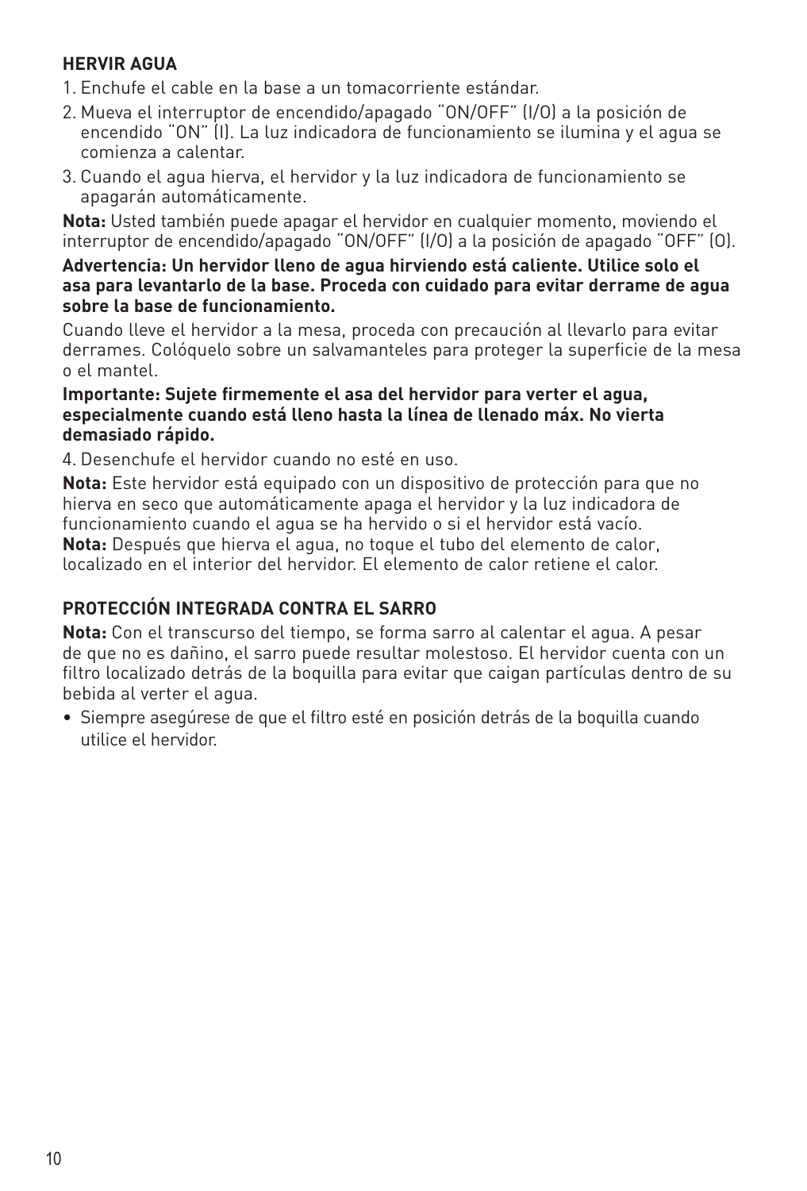## HERVIR AGUA

1. Enchufe el cable en la base a un tomacorriente estándar.
2. Mueva el interruptor de encendido/apagado "ON/OFF" (I/O) a la posición de encendido "ON" (I). La luz indicadora de funcionamiento se ilumina y el agua se comienza a calentar.
3. Cuando el agua hierva, el hervidor y la luz indicadora de funcionamiento se apagarán automáticamente.

**Nota:** Usted también puede apagar el hervidor en cualquier momento, moviendo el interruptor de encendido/apagado "ON/OFF" (I/O) a la posición de apagado "OFF" (O).

**Advertencia: Un hervidor lleno de agua hirviendo está caliente. Utilice solo el asa para levantarlo de la base. Proceda con cuidado para evitar derrame de agua sobre la base de funcionamiento.**

Cuando lleve el hervidor a la mesa, proceda con precaución al llevarlo para evitar derrames. Colóquelo sobre un salvamanteles para proteger la superficie de la mesa o el mantel.

**Importante: Sujete firmemente el asa del hervidor para verter el agua, especialmente cuando está lleno hasta la línea de llenado máx. No vierta demasiado rápido.**

4. Desenchufe el hervidor cuando no esté en uso.

**Nota:** Este hervidor está equipado con un dispositivo de protección para que no hierva en seco que automáticamente apaga el hervidor y la luz indicadora de funcionamiento cuando el agua se ha hervido o si el hervidor está vacío.
**Nota:** Después que hierva el agua, no toque el tubo del elemento de calor, localizado en el interior del hervidor. El elemento de calor retiene el calor.

## PROTECCIÓN INTEGRADA CONTRA EL SARRO

**Nota:** Con el transcurso del tiempo, se forma sarro al calentar el agua. A pesar de que no es dañino, el sarro puede resultar molestoso. El hervidor cuenta con un filtro localizado detrás de la boquilla para evitar que caigan partículas dentro de su bebida al verter el agua.

- Siempre asegúrese de que el filtro esté en posición detrás de la boquilla cuando utilice el hervidor.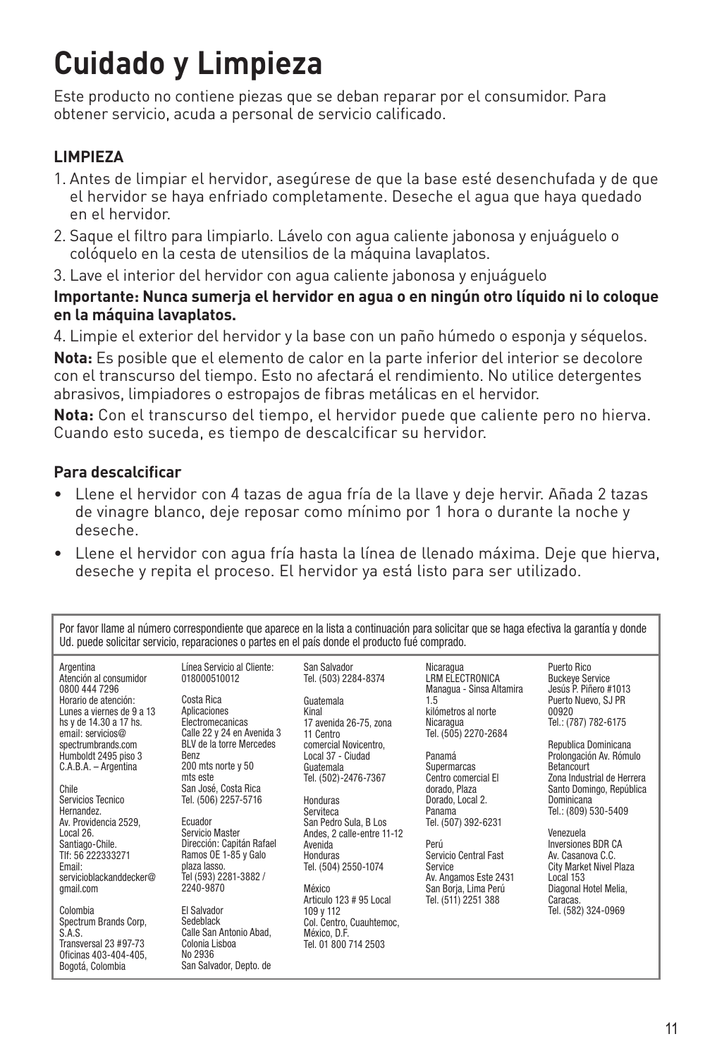# Cuidado y Limpieza

Este producto no contiene piezas que se deban reparar por el consumidor. Para obtener servicio, acuda a personal de servicio calificado.

### LIMPIEZA

1. Antes de limpiar el hervidor, asegúrese de que la base esté desenchufada y de que el hervidor se haya enfriado completamente. Deseche el agua que haya quedado en el hervidor.
2. Saque el filtro para limpiarlo. Lávelo con agua caliente jabonosa y enjuáguelo o colóquelo en la cesta de utensilios de la máquina lavaplatos.
3. Lave el interior del hervidor con agua caliente jabonosa y enjuáguelo

**Importante: Nunca sumerja el hervidor en agua o en ningún otro líquido ni lo coloque en la máquina lavaplatos.**

4. Limpie el exterior del hervidor y la base con un paño húmedo o esponja y séquelos.

**Nota:** Es posible que el elemento de calor en la parte inferior del interior se decolore con el transcurso del tiempo. Esto no afectará el rendimiento. No utilice detergentes abrasivos, limpiadores o estropajos de fibras metálicas en el hervidor.

**Nota:** Con el transcurso del tiempo, el hervidor puede que caliente pero no hierva. Cuando esto suceda, es tiempo de descalcificar su hervidor.

### Para descalcificar

- Llene el hervidor con 4 tazas de agua fría de la llave y deje hervir. Añada 2 tazas de vinagre blanco, deje reposar como mínimo por 1 hora o durante la noche y deseche.
- Llene el hervidor con agua fría hasta la línea de llenado máxima. Deje que hierva, deseche y repita el proceso. El hervidor ya está listo para ser utilizado.

---

Por favor llame al número correspondiente que aparece en la lista a continuación para solicitar que se haga efectiva la garantía y donde Ud. puede solicitar servicio, reparaciones o partes en el país donde el producto fué comprado.

Argentina
Atención al consumidor
0800 444 7296
Horario de atención:
Lunes a viernes de 9 a 13 hs y de 14.30 a 17 hs.
email: servicios@spectrumbrands.com
Humboldt 2495 piso 3
C.A.B.A. – Argentina

Chile
Servicios Tecnico Hernandez.
Av. Providencia 2529, Local 26.
Santiago-Chile.
Tlf: 56 222333271
Email: servicioblackanddecker@gmail.com

Colombia
Spectrum Brands Corp, S.A.S.
Transversal 23 #97-73
Oficinas 403-404-405, Bogotá, Colombia
Línea Servicio al Cliente: 018000510012

Costa Rica
Aplicaciones Electromecanicas
Calle 22 y 24 en Avenida 3
BLV de la torre Mercedes Benz
200 mts norte y 50 mts este
San José, Costa Rica
Tel. (506) 2257-5716

Ecuador
Servicio Master
Dirección: Capitán Rafael Ramos OE 1-85 y Galo plaza lasso.
Tel (593) 2281-3882 / 2240-9870

El Salvador
Sedeblack
Calle San Antonio Abad, Colonia Lisboa
No 2936
San Salvador, Depto. de San Salvador
Tel. (503) 2284-8374

Guatemala
Kinal
17 avenida 26-75, zona 11 Centro comercial Novicentro, Local 37 - Ciudad Guatemala
Tel. (502)-2476-7367

Honduras
Serviteca
San Pedro Sula, B Los Andes, 2 calle-entre 11-12 Avenida
Honduras
Tel. (504) 2550-1074

México
Articulo 123 # 95 Local 109 y 112
Col. Centro, Cuauhtemoc, México, D.F.
Tel. 01 800 714 2503

Nicaragua
LRM ELECTRONICA
Managua - Sinsa Altamira 1.5 kilómetros al norte
Nicaragua
Tel. (505) 2270-2684

Panamá
Supermarcas
Centro comercial El dorado, Plaza Dorado, Local 2.
Panama
Tel. (507) 392-6231

Perú
Servicio Central Fast Service
Av. Angamos Este 2431
San Borja, Lima Perú
Tel. (511) 2251 388

Puerto Rico
Buckeye Service
Jesús P. Piñero #1013
Puerto Nuevo, SJ PR 00920
Tel.: (787) 782-6175

Republica Dominicana
Prolongación Av. Rómulo Betancourt
Zona Industrial de Herrera
Santo Domingo, República Dominicana
Tel.: (809) 530-5409

Venezuela
Inversiones BDR CA
Av. Casanova C.C.
City Market Nivel Plaza Local 153
Diagonal Hotel Melia, Caracas.
Tel. (582) 324-0969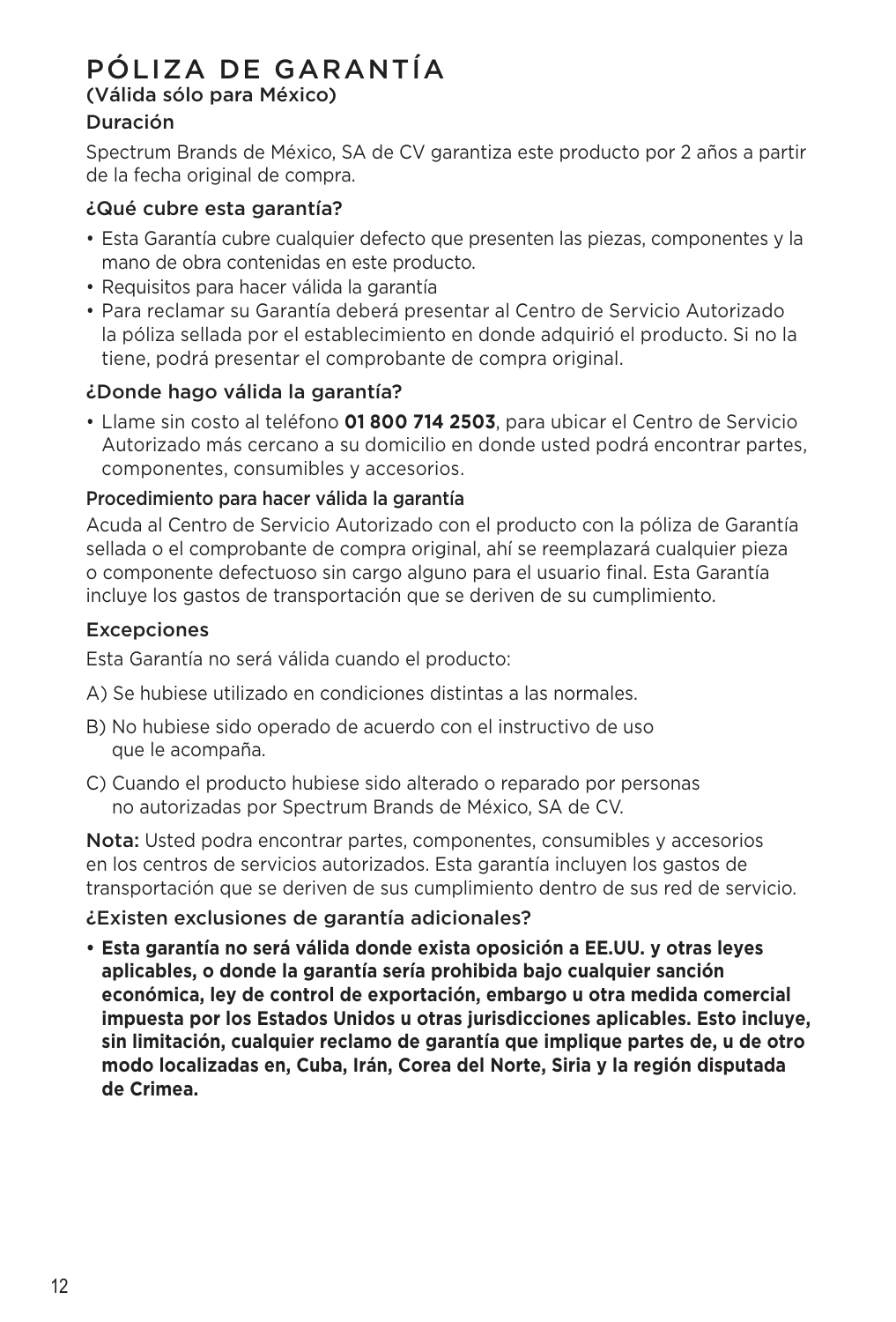# PÓLIZA DE GARANTÍA

### (Válida sólo para México)

### Duración

Spectrum Brands de México, SA de CV garantiza este producto por 2 años a partir de la fecha original de compra.

### ¿Qué cubre esta garantía?

- Esta Garantía cubre cualquier defecto que presenten las piezas, componentes y la mano de obra contenidas en este producto.
- Requisitos para hacer válida la garantía
- Para reclamar su Garantía deberá presentar al Centro de Servicio Autorizado la póliza sellada por el establecimiento en donde adquirió el producto. Si no la tiene, podrá presentar el comprobante de compra original.

### ¿Donde hago válida la garantía?

- Llame sin costo al teléfono **01 800 714 2503**, para ubicar el Centro de Servicio Autorizado más cercano a su domicilio en donde usted podrá encontrar partes, componentes, consumibles y accesorios.

### Procedimiento para hacer válida la garantía

Acuda al Centro de Servicio Autorizado con el producto con la póliza de Garantía sellada o el comprobante de compra original, ahí se reemplazará cualquier pieza o componente defectuoso sin cargo alguno para el usuario final. Esta Garantía incluye los gastos de transportación que se deriven de su cumplimiento.

### Excepciones

Esta Garantía no será válida cuando el producto:

A) Se hubiese utilizado en condiciones distintas a las normales.

B) No hubiese sido operado de acuerdo con el instructivo de uso que le acompaña.

C) Cuando el producto hubiese sido alterado o reparado por personas no autorizadas por Spectrum Brands de México, SA de CV.

**Nota:** Usted podra encontrar partes, componentes, consumibles y accesorios en los centros de servicios autorizados. Esta garantía incluyen los gastos de transportación que se deriven de sus cumplimiento dentro de sus red de servicio.

### ¿Existen exclusiones de garantía adicionales?

- **Esta garantía no será válida donde exista oposición a EE.UU. y otras leyes aplicables, o donde la garantía sería prohibida bajo cualquier sanción económica, ley de control de exportación, embargo u otra medida comercial impuesta por los Estados Unidos u otras jurisdicciones aplicables. Esto incluye, sin limitación, cualquier reclamo de garantía que implique partes de, u de otro modo localizadas en, Cuba, Irán, Corea del Norte, Siria y la región disputada de Crimea.**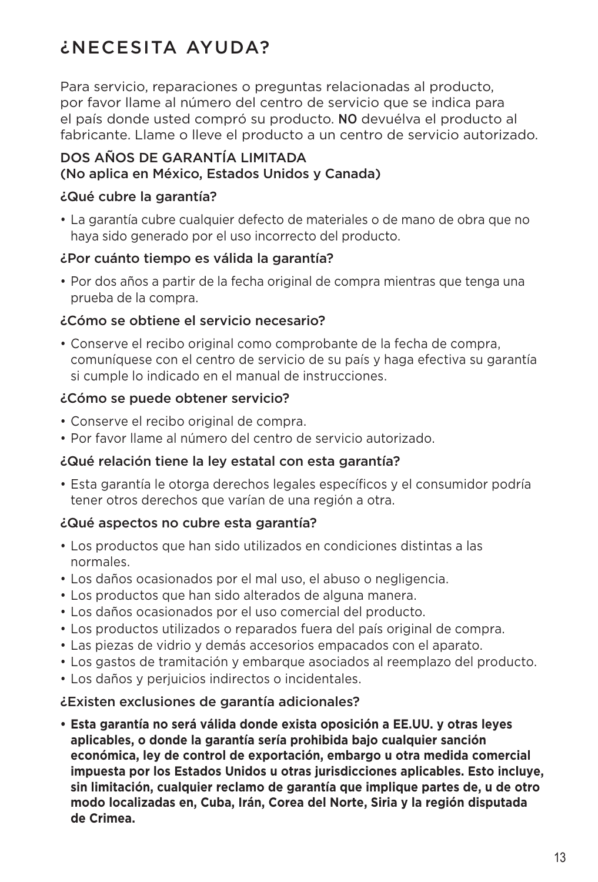# ¿NECESITA AYUDA?

Para servicio, reparaciones o preguntas relacionadas al producto, por favor llame al número del centro de servicio que se indica para el país donde usted compró su producto. **NO** devuélva el producto al fabricante. Llame o lleve el producto a un centro de servicio autorizado.

### DOS AÑOS DE GARANTÍA LIMITADA
### (No aplica en México, Estados Unidos y Canada)

### ¿Qué cubre la garantía?

- La garantía cubre cualquier defecto de materiales o de mano de obra que no haya sido generado por el uso incorrecto del producto.

### ¿Por cuánto tiempo es válida la garantía?

- Por dos años a partir de la fecha original de compra mientras que tenga una prueba de la compra.

### ¿Cómo se obtiene el servicio necesario?

- Conserve el recibo original como comprobante de la fecha de compra, comuníquese con el centro de servicio de su país y haga efectiva su garantía si cumple lo indicado en el manual de instrucciones.

### ¿Cómo se puede obtener servicio?

- Conserve el recibo original de compra.
- Por favor llame al número del centro de servicio autorizado.

### ¿Qué relación tiene la ley estatal con esta garantía?

- Esta garantía le otorga derechos legales específicos y el consumidor podría tener otros derechos que varían de una región a otra.

### ¿Qué aspectos no cubre esta garantía?

- Los productos que han sido utilizados en condiciones distintas a las normales.
- Los daños ocasionados por el mal uso, el abuso o negligencia.
- Los productos que han sido alterados de alguna manera.
- Los daños ocasionados por el uso comercial del producto.
- Los productos utilizados o reparados fuera del país original de compra.
- Las piezas de vidrio y demás accesorios empacados con el aparato.
- Los gastos de tramitación y embarque asociados al reemplazo del producto.
- Los daños y perjuicios indirectos o incidentales.

### ¿Existen exclusiones de garantía adicionales?

- **Esta garantía no será válida donde exista oposición a EE.UU. y otras leyes aplicables, o donde la garantía sería prohibida bajo cualquier sanción económica, ley de control de exportación, embargo u otra medida comercial impuesta por los Estados Unidos u otras jurisdicciones aplicables. Esto incluye, sin limitación, cualquier reclamo de garantía que implique partes de, u de otro modo localizadas en, Cuba, Irán, Corea del Norte, Siria y la región disputada de Crimea.**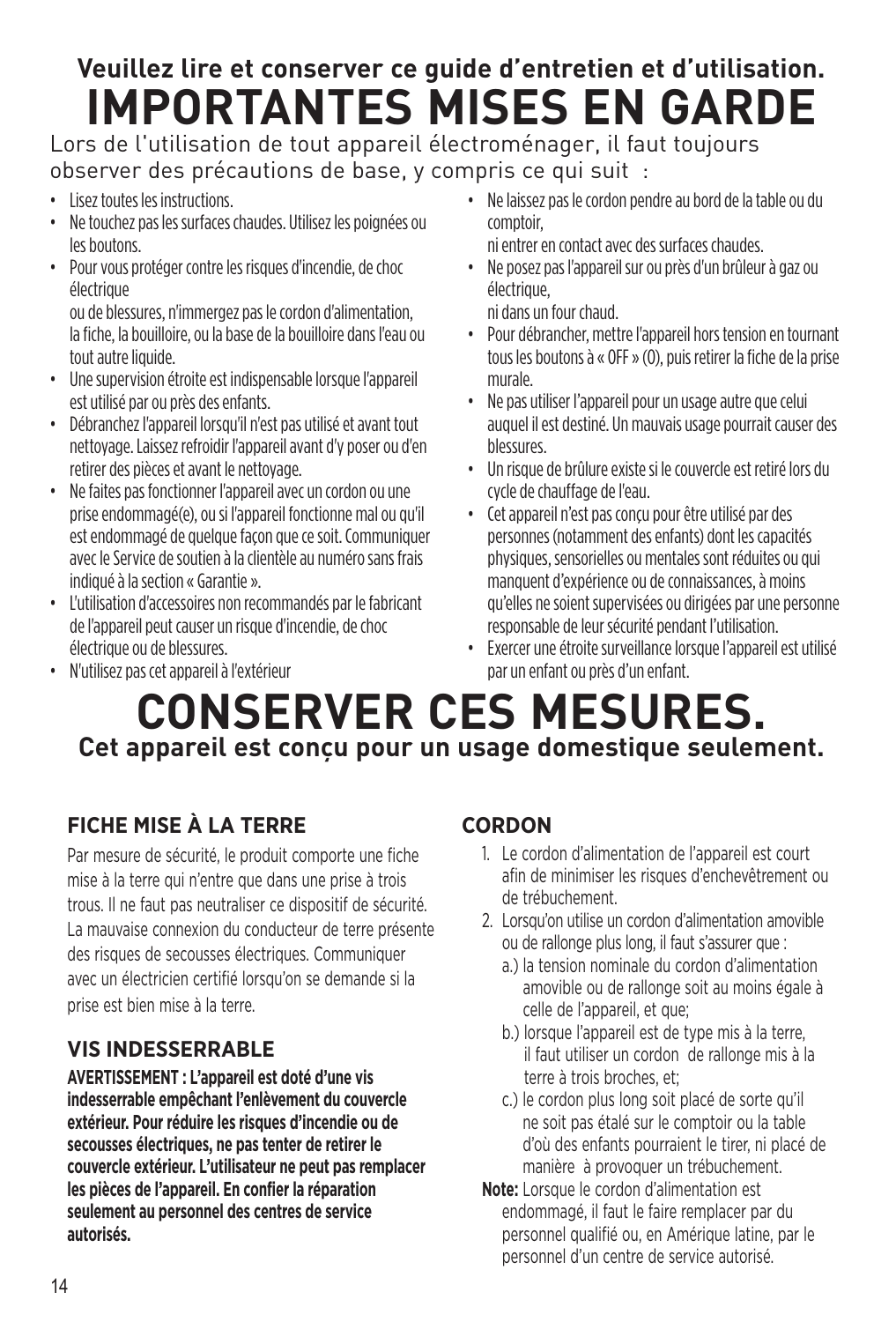**Veuillez lire et conserver ce guide d'entretien et d'utilisation.**

# IMPORTANTES MISES EN GARDE

Lors de l'utilisation de tout appareil électroménager, il faut toujours observer des précautions de base, y compris ce qui suit :

- Lisez toutes les instructions.
- Ne touchez pas les surfaces chaudes. Utilisez les poignées ou les boutons.
- Pour vous protéger contre les risques d'incendie, de choc électrique
  ou de blessures, n'immergez pas le cordon d'alimentation, la fiche, la bouilloire, ou la base de la bouilloire dans l'eau ou tout autre liquide.
- Une supervision étroite est indispensable lorsque l'appareil est utilisé par ou près des enfants.
- Débranchez l'appareil lorsqu'il n'est pas utilisé et avant tout nettoyage. Laissez refroidir l'appareil avant d'y poser ou d'en retirer des pièces et avant le nettoyage.
- Ne faites pas fonctionner l'appareil avec un cordon ou une prise endommagé(e), ou si l'appareil fonctionne mal ou qu'il est endommagé de quelque façon que ce soit. Communiquer avec le Service de soutien à la clientèle au numéro sans frais indiqué à la section « Garantie ».
- L'utilisation d'accessoires non recommandés par le fabricant de l'appareil peut causer un risque d'incendie, de choc électrique ou de blessures.
- N'utilisez pas cet appareil à l'extérieur
- Ne laissez pas le cordon pendre au bord de la table ou du comptoir,
  ni entrer en contact avec des surfaces chaudes.
- Ne posez pas l'appareil sur ou près d'un brûleur à gaz ou électrique,
  ni dans un four chaud.
- Pour débrancher, mettre l'appareil hors tension en tournant tous les boutons à « OFF » (O), puis retirer la fiche de la prise murale.
- Ne pas utiliser l'appareil pour un usage autre que celui auquel il est destiné. Un mauvais usage pourrait causer des blessures.
- Un risque de brûlure existe si le couvercle est retiré lors du cycle de chauffage de l'eau.
- Cet appareil n'est pas conçu pour être utilisé par des personnes (notamment des enfants) dont les capacités physiques, sensorielles ou mentales sont réduites ou qui manquent d'expérience ou de connaissances, à moins qu'elles ne soient supervisées ou dirigées par une personne responsable de leur sécurité pendant l'utilisation.
- Exercer une étroite surveillance lorsque l'appareil est utilisé par un enfant ou près d'un enfant.

# CONSERVER CES MESURES.

**Cet appareil est conçu pour un usage domestique seulement.**

## FICHE MISE À LA TERRE

Par mesure de sécurité, le produit comporte une fiche mise à la terre qui n'entre que dans une prise à trois trous. Il ne faut pas neutraliser ce dispositif de sécurité. La mauvaise connexion du conducteur de terre présente des risques de secousses électriques. Communiquer avec un électricien certifié lorsqu'on se demande si la prise est bien mise à la terre.

## VIS INDESSERRABLE

**AVERTISSEMENT : L'appareil est doté d'une vis indesserrable empêchant l'enlèvement du couvercle extérieur. Pour réduire les risques d'incendie ou de secousses électriques, ne pas tenter de retirer le couvercle extérieur. L'utilisateur ne peut pas remplacer les pièces de l'appareil. En confier la réparation seulement au personnel des centres de service autorisés.**

## CORDON

1. Le cordon d'alimentation de l'appareil est court afin de minimiser les risques d'enchevêtrement ou de trébuchement.
2. Lorsqu'on utilise un cordon d'alimentation amovible ou de rallonge plus long, il faut s'assurer que :
   a.) la tension nominale du cordon d'alimentation amovible ou de rallonge soit au moins égale à celle de l'appareil, et que;
   b.) lorsque l'appareil est de type mis à la terre, il faut utiliser un cordon de rallonge mis à la terre à trois broches, et;
   c.) le cordon plus long soit placé de sorte qu'il ne soit pas étalé sur le comptoir ou la table d'où des enfants pourraient le tirer, ni placé de manière à provoquer un trébuchement.

**Note:** Lorsque le cordon d'alimentation est endommagé, il faut le faire remplacer par du personnel qualifié ou, en Amérique latine, par le personnel d'un centre de service autorisé.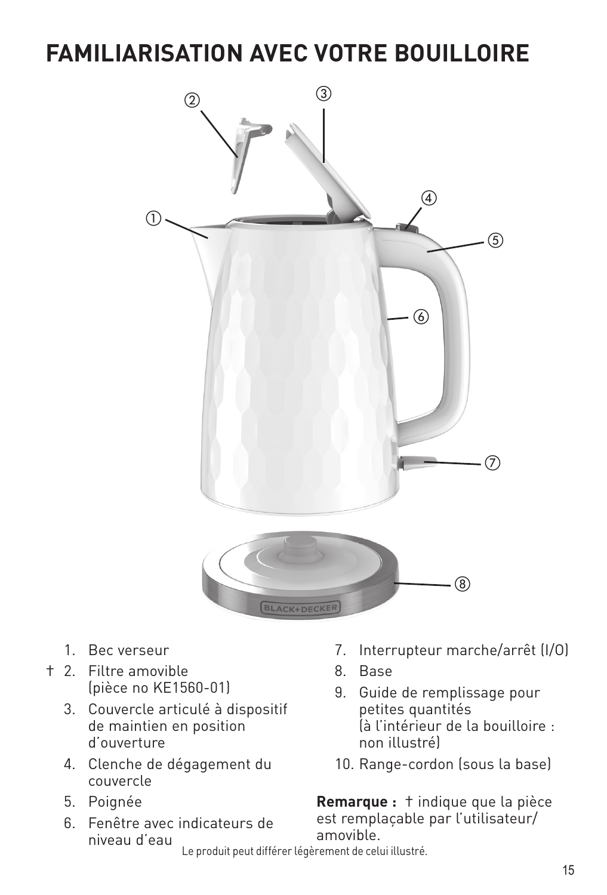# FAMILIARISATION AVEC VOTRE BOUILLOIRE

1. Bec verseur
2. † Filtre amovible (pièce no KE1560-01)
3. Couvercle articulé à dispositif de maintien en position d'ouverture
4. Clenche de dégagement du couvercle
5. Poignée
6. Fenêtre avec indicateurs de niveau d'eau
7. Interrupteur marche/arrêt (I/O)
8. Base
9. Guide de remplissage pour petites quantités (à l'intérieur de la bouilloire : non illustré)
10. Range-cordon (sous la base)

**Remarque :** † indique que la pièce est remplaçable par l'utilisateur/amovible.

Le produit peut différer légèrement de celui illustré.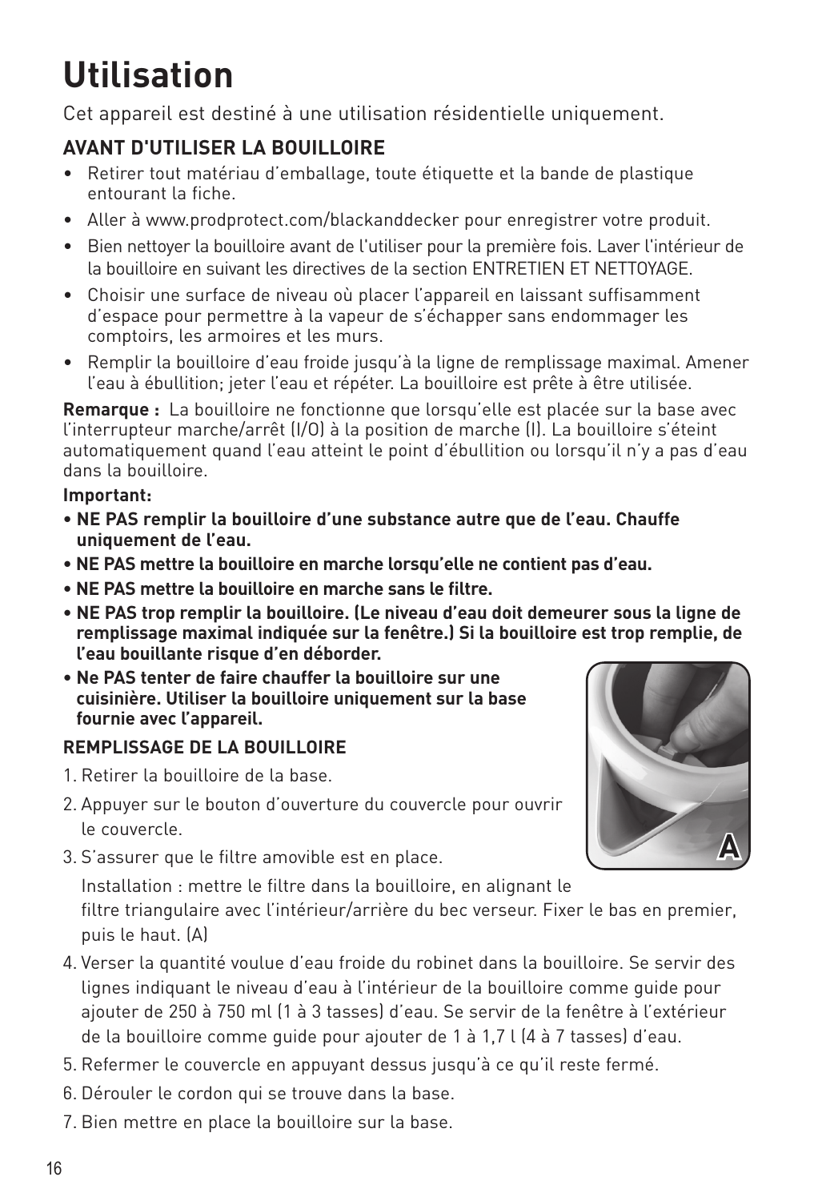# Utilisation

Cet appareil est destiné à une utilisation résidentielle uniquement.

### AVANT D'UTILISER LA BOUILLOIRE

- Retirer tout matériau d'emballage, toute étiquette et la bande de plastique entourant la fiche.
- Aller à www.prodprotect.com/blackanddecker pour enregistrer votre produit.
- Bien nettoyer la bouilloire avant de l'utiliser pour la première fois. Laver l'intérieur de la bouilloire en suivant les directives de la section ENTRETIEN ET NETTOYAGE.
- Choisir une surface de niveau où placer l'appareil en laissant suffisamment d'espace pour permettre à la vapeur de s'échapper sans endommager les comptoirs, les armoires et les murs.
- Remplir la bouilloire d'eau froide jusqu'à la ligne de remplissage maximal. Amener l'eau à ébullition; jeter l'eau et répéter. La bouilloire est prête à être utilisée.

**Remarque :** La bouilloire ne fonctionne que lorsqu'elle est placée sur la base avec l'interrupteur marche/arrêt (I/O) à la position de marche (I). La bouilloire s'éteint automatiquement quand l'eau atteint le point d'ébullition ou lorsqu'il n'y a pas d'eau dans la bouilloire.

**Important:**

- **NE PAS remplir la bouilloire d'une substance autre que de l'eau. Chauffe uniquement de l'eau.**
- **NE PAS mettre la bouilloire en marche lorsqu'elle ne contient pas d'eau.**
- **NE PAS mettre la bouilloire en marche sans le filtre.**
- **NE PAS trop remplir la bouilloire. (Le niveau d'eau doit demeurer sous la ligne de remplissage maximal indiquée sur la fenêtre.) Si la bouilloire est trop remplie, de l'eau bouillante risque d'en déborder.**
- **Ne PAS tenter de faire chauffer la bouilloire sur une cuisinière. Utiliser la bouilloire uniquement sur la base fournie avec l'appareil.**

### REMPLISSAGE DE LA BOUILLOIRE

1. Retirer la bouilloire de la base.
2. Appuyer sur le bouton d'ouverture du couvercle pour ouvrir le couvercle.
3. S'assurer que le filtre amovible est en place.

   Installation : mettre le filtre dans la bouilloire, en alignant le filtre triangulaire avec l'intérieur/arrière du bec verseur. Fixer le bas en premier, puis le haut. (A)

4. Verser la quantité voulue d'eau froide du robinet dans la bouilloire. Se servir des lignes indiquant le niveau d'eau à l'intérieur de la bouilloire comme guide pour ajouter de 250 à 750 ml (1 à 3 tasses) d'eau. Se servir de la fenêtre à l'extérieur de la bouilloire comme guide pour ajouter de 1 à 1,7 l (4 à 7 tasses) d'eau.
5. Refermer le couvercle en appuyant dessus jusqu'à ce qu'il reste fermé.
6. Dérouler le cordon qui se trouve dans la base.
7. Bien mettre en place la bouilloire sur la base.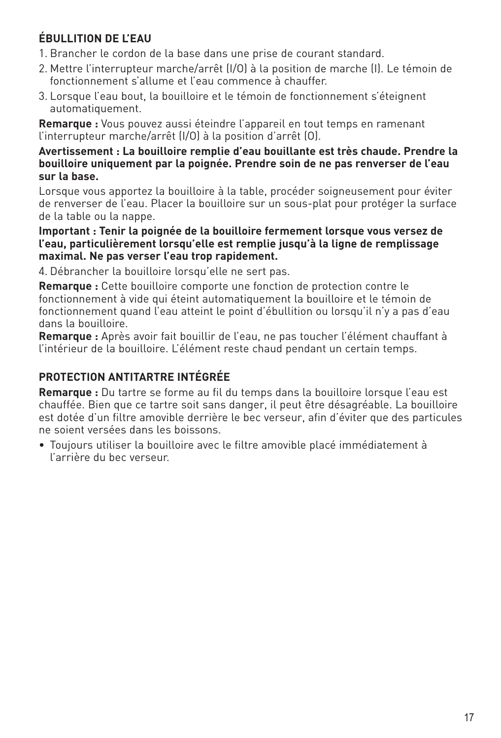## ÉBULLITION DE L'EAU

1. Brancher le cordon de la base dans une prise de courant standard.
2. Mettre l'interrupteur marche/arrêt (I/O) à la position de marche (I). Le témoin de fonctionnement s'allume et l'eau commence à chauffer.
3. Lorsque l'eau bout, la bouilloire et le témoin de fonctionnement s'éteignent automatiquement.

**Remarque :** Vous pouvez aussi éteindre l'appareil en tout temps en ramenant l'interrupteur marche/arrêt (I/O) à la position d'arrêt (O).

**Avertissement : La bouilloire remplie d'eau bouillante est très chaude. Prendre la bouilloire uniquement par la poignée. Prendre soin de ne pas renverser de l'eau sur la base.**

Lorsque vous apportez la bouilloire à la table, procéder soigneusement pour éviter de renverser de l'eau. Placer la bouilloire sur un sous-plat pour protéger la surface de la table ou la nappe.

**Important : Tenir la poignée de la bouilloire fermement lorsque vous versez de l'eau, particulièrement lorsqu'elle est remplie jusqu'à la ligne de remplissage maximal. Ne pas verser l'eau trop rapidement.**

4. Débrancher la bouilloire lorsqu'elle ne sert pas.

**Remarque :** Cette bouilloire comporte une fonction de protection contre le fonctionnement à vide qui éteint automatiquement la bouilloire et le témoin de fonctionnement quand l'eau atteint le point d'ébullition ou lorsqu'il n'y a pas d'eau dans la bouilloire.

**Remarque :** Après avoir fait bouillir de l'eau, ne pas toucher l'élément chauffant à l'intérieur de la bouilloire. L'élément reste chaud pendant un certain temps.

## PROTECTION ANTITARTRE INTÉGRÉE

**Remarque :** Du tartre se forme au fil du temps dans la bouilloire lorsque l'eau est chauffée. Bien que ce tartre soit sans danger, il peut être désagréable. La bouilloire est dotée d'un filtre amovible derrière le bec verseur, afin d'éviter que des particules ne soient versées dans les boissons.

- Toujours utiliser la bouilloire avec le filtre amovible placé immédiatement à l'arrière du bec verseur.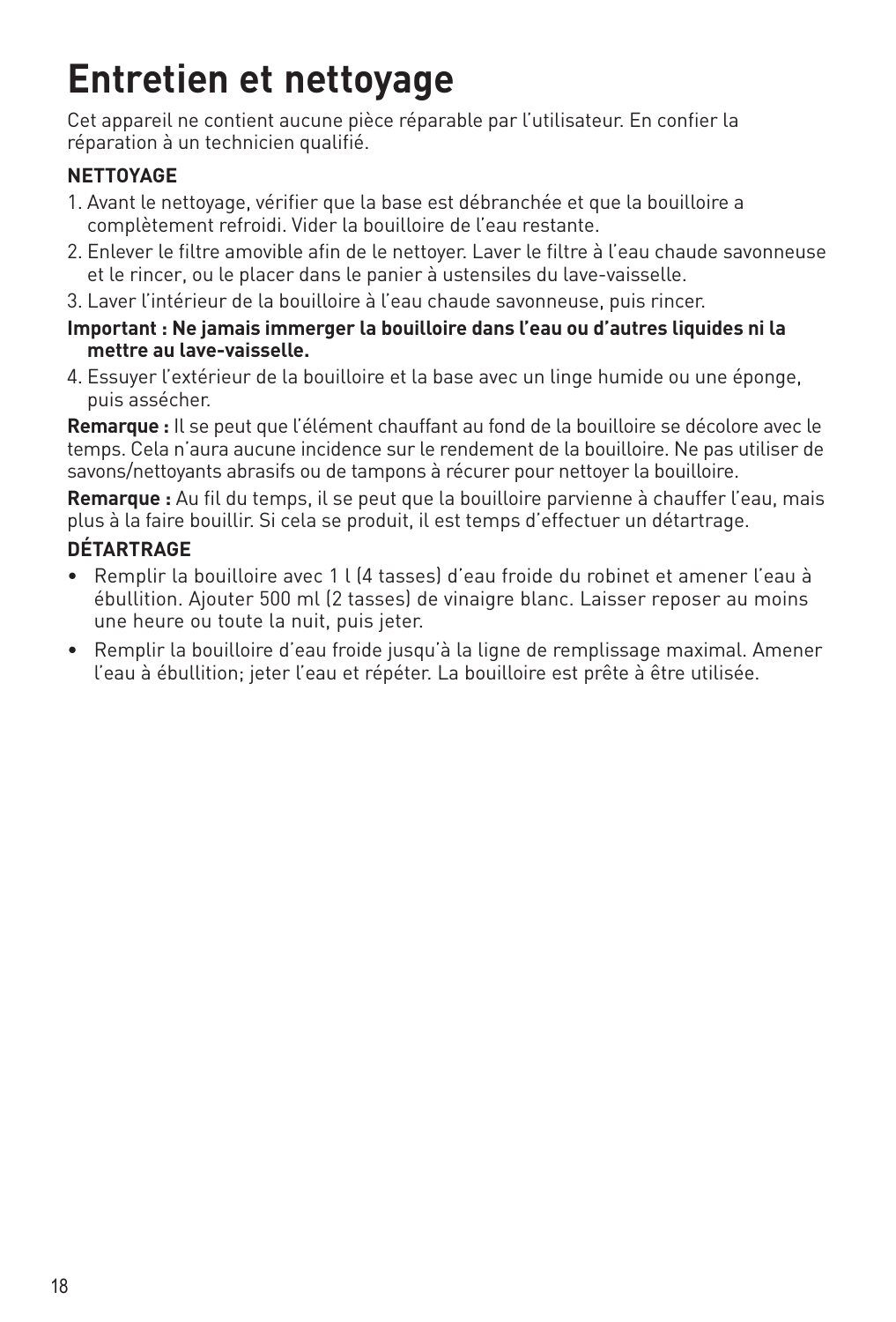# Entretien et nettoyage

Cet appareil ne contient aucune pièce réparable par l'utilisateur. En confier la réparation à un technicien qualifié.

**NETTOYAGE**

1. Avant le nettoyage, vérifier que la base est débranchée et que la bouilloire a complètement refroidi. Vider la bouilloire de l'eau restante.
2. Enlever le filtre amovible afin de le nettoyer. Laver le filtre à l'eau chaude savonneuse et le rincer, ou le placer dans le panier à ustensiles du lave-vaisselle.
3. Laver l'intérieur de la bouilloire à l'eau chaude savonneuse, puis rincer.

**Important : Ne jamais immerger la bouilloire dans l'eau ou d'autres liquides ni la mettre au lave-vaisselle.**

4. Essuyer l'extérieur de la bouilloire et la base avec un linge humide ou une éponge, puis assécher.

**Remarque :** Il se peut que l'élément chauffant au fond de la bouilloire se décolore avec le temps. Cela n'aura aucune incidence sur le rendement de la bouilloire. Ne pas utiliser de savons/nettoyants abrasifs ou de tampons à récurer pour nettoyer la bouilloire.

**Remarque :** Au fil du temps, il se peut que la bouilloire parvienne à chauffer l'eau, mais plus à la faire bouillir. Si cela se produit, il est temps d'effectuer un détartrage.

**DÉTARTRAGE**

- Remplir la bouilloire avec 1 l (4 tasses) d'eau froide du robinet et amener l'eau à ébullition. Ajouter 500 ml (2 tasses) de vinaigre blanc. Laisser reposer au moins une heure ou toute la nuit, puis jeter.
- Remplir la bouilloire d'eau froide jusqu'à la ligne de remplissage maximal. Amener l'eau à ébullition; jeter l'eau et répéter. La bouilloire est prête à être utilisée.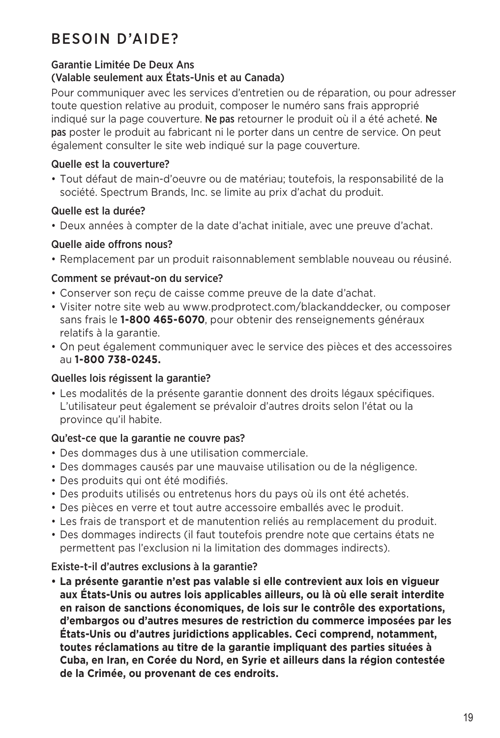# BESOIN D'AIDE?

**Garantie Limitée De Deux Ans**
**(Valable seulement aux États-Unis et au Canada)**

Pour communiquer avec les services d'entretien ou de réparation, ou pour adresser toute question relative au produit, composer le numéro sans frais approprié indiqué sur la page couverture. **Ne pas** retourner le produit où il a été acheté. **Ne pas** poster le produit au fabricant ni le porter dans un centre de service. On peut également consulter le site web indiqué sur la page couverture.

**Quelle est la couverture?**

- Tout défaut de main-d'oeuvre ou de matériau; toutefois, la responsabilité de la société. Spectrum Brands, Inc. se limite au prix d'achat du produit.

**Quelle est la durée?**

- Deux années à compter de la date d'achat initiale, avec une preuve d'achat.

**Quelle aide offrons nous?**

- Remplacement par un produit raisonnablement semblable nouveau ou réusiné.

**Comment se prévaut-on du service?**

- Conserver son reçu de caisse comme preuve de la date d'achat.
- Visiter notre site web au www.prodprotect.com/blackanddecker, ou composer sans frais le **1-800 465-6070**, pour obtenir des renseignements généraux relatifs à la garantie.
- On peut également communiquer avec le service des pièces et des accessoires au **1-800 738-0245.**

**Quelles lois régissent la garantie?**

- Les modalités de la présente garantie donnent des droits légaux spécifiques. L'utilisateur peut également se prévaloir d'autres droits selon l'état ou la province qu'il habite.

**Qu'est-ce que la garantie ne couvre pas?**

- Des dommages dus à une utilisation commerciale.
- Des dommages causés par une mauvaise utilisation ou de la négligence.
- Des produits qui ont été modifiés.
- Des produits utilisés ou entretenus hors du pays où ils ont été achetés.
- Des pièces en verre et tout autre accessoire emballés avec le produit.
- Les frais de transport et de manutention reliés au remplacement du produit.
- Des dommages indirects (il faut toutefois prendre note que certains états ne permettent pas l'exclusion ni la limitation des dommages indirects).

**Existe-t-il d'autres exclusions à la garantie?**

- **La présente garantie n'est pas valable si elle contrevient aux lois en vigueur aux États-Unis ou autres lois applicables ailleurs, ou là où elle serait interdite en raison de sanctions économiques, de lois sur le contrôle des exportations, d'embargos ou d'autres mesures de restriction du commerce imposées par les États-Unis ou d'autres juridictions applicables. Ceci comprend, notamment, toutes réclamations au titre de la garantie impliquant des parties situées à Cuba, en Iran, en Corée du Nord, en Syrie et ailleurs dans la région contestée de la Crimée, ou provenant de ces endroits.**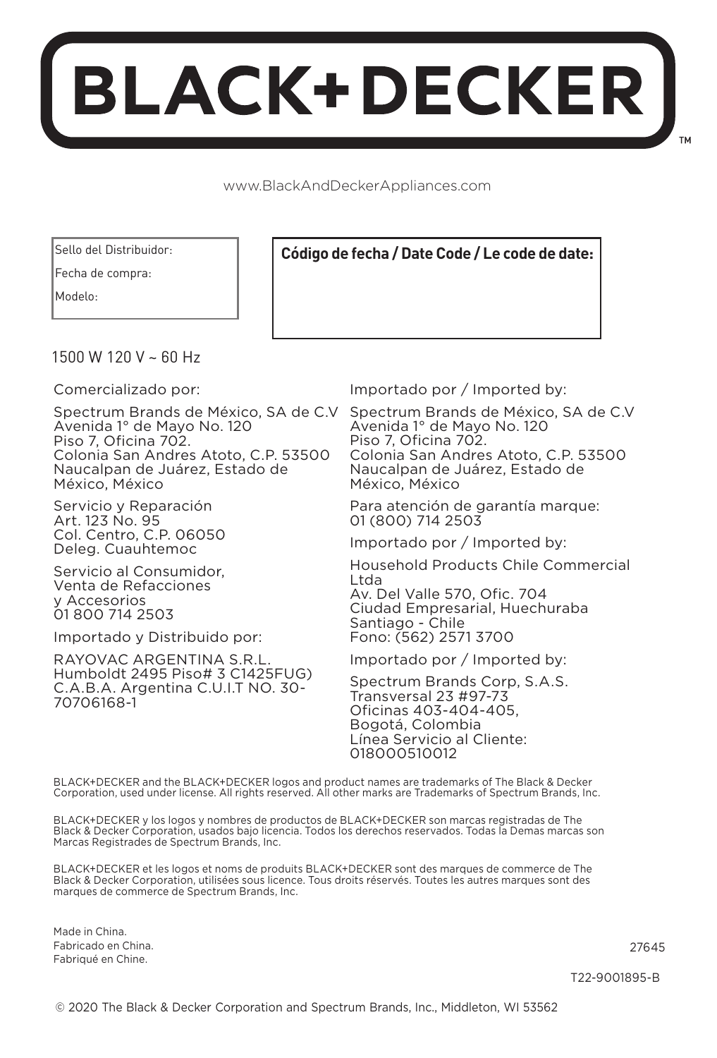# BLACK+DECKER™

www.BlackAndDeckerAppliances.com

Sello del Distribuidor:

Fecha de compra:

Modelo:

**Código de fecha / Date Code / Le code de date:**

1500 W 120 V ~ 60 Hz

Comercializado por:

Spectrum Brands de México, SA de C.V
Avenida 1° de Mayo No. 120
Piso 7, Oficina 702.
Colonia San Andres Atoto, C.P. 53500
Naucalpan de Juárez, Estado de México, México

Servicio y Reparación
Art. 123 No. 95
Col. Centro, C.P. 06050
Deleg. Cuauhtemoc

Servicio al Consumidor,
Venta de Refacciones
y Accesorios
01 800 714 2503

Importado y Distribuido por:

RAYOVAC ARGENTINA S.R.L.
Humboldt 2495 Piso# 3 C1425FUG)
C.A.B.A. Argentina C.U.I.T NO. 30-70706168-1

Importado por / Imported by:

Spectrum Brands de México, SA de C.V
Avenida 1° de Mayo No. 120
Piso 7, Oficina 702.
Colonia San Andres Atoto, C.P. 53500
Naucalpan de Juárez, Estado de México, México

Para atención de garantía marque:
01 (800) 714 2503

Importado por / Imported by:

Household Products Chile Commercial Ltda
Av. Del Valle 570, Ofic. 704
Ciudad Empresarial, Huechuraba
Santiago - Chile
Fono: (562) 2571 3700

Importado por / Imported by:

Spectrum Brands Corp, S.A.S.
Transversal 23 #97-73
Oficinas 403-404-405,
Bogotá, Colombia
Línea Servicio al Cliente:
018000510012

BLACK+DECKER and the BLACK+DECKER logos and product names are trademarks of The Black & Decker Corporation, used under license. All rights reserved. All other marks are Trademarks of Spectrum Brands, Inc.

BLACK+DECKER y los logos y nombres de productos de BLACK+DECKER son marcas registradas de The Black & Decker Corporation, usados bajo licencia. Todos los derechos reservados. Todas la Demas marcas son Marcas Registrades de Spectrum Brands, Inc.

BLACK+DECKER et les logos et noms de produits BLACK+DECKER sont des marques de commerce de The Black & Decker Corporation, utilisées sous licence. Tous droits réservés. Toutes les autres marques sont des marques de commerce de Spectrum Brands, Inc.

Made in China.
Fabricado en China.
Fabriqué en Chine.

27645

T22-9001895-B

© 2020 The Black & Decker Corporation and Spectrum Brands, Inc., Middleton, WI 53562